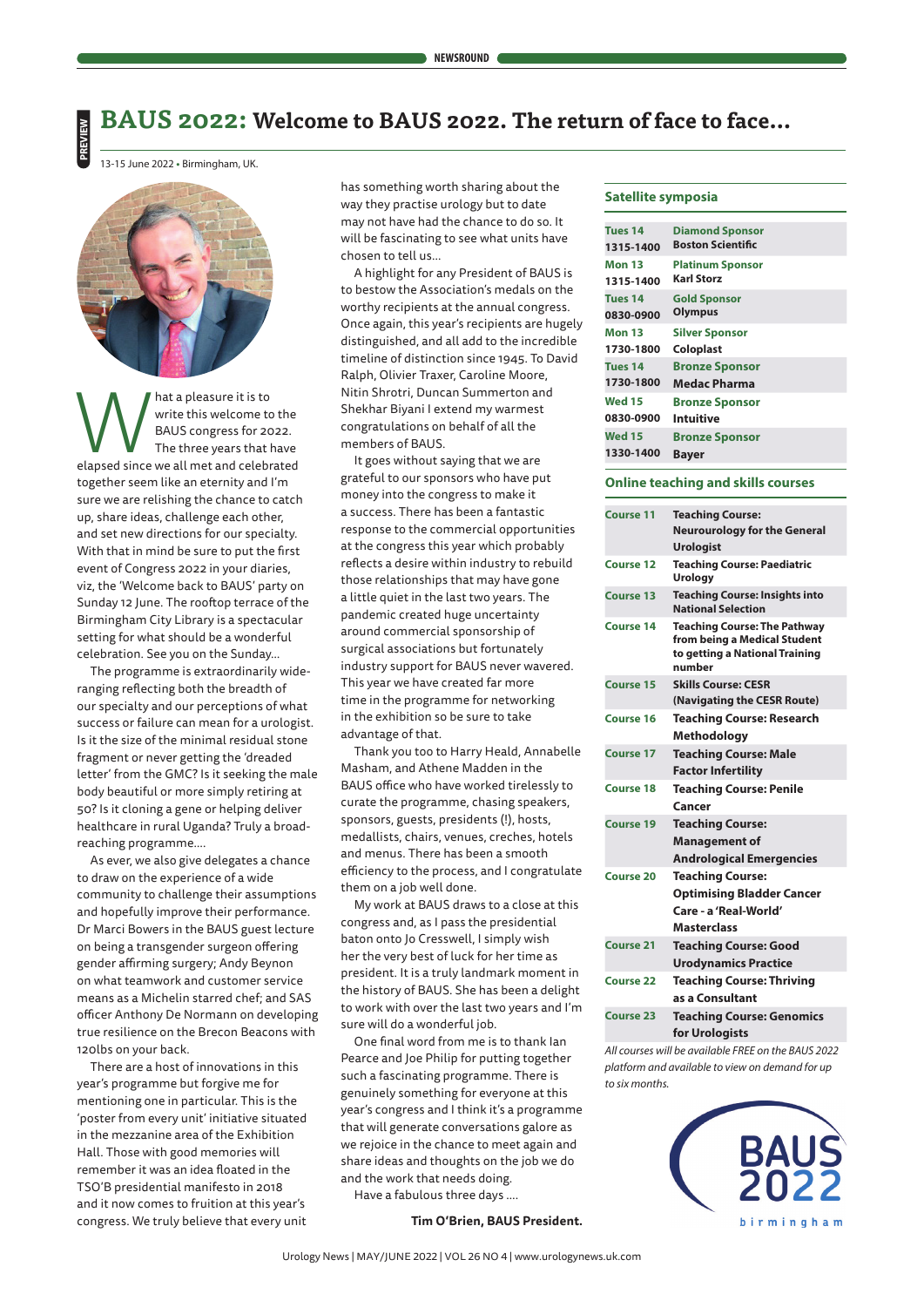# BAUS 2022: Welcome to BAUS 2022. The return of face to face...

PREVIEW

13-15 June 2022 • Birmingham, UK.

What a pleasure it is to write this welcome to the BAUS congress for 2022. The three years that have elapsed since we all met and celebrated together seem like an eternity and I'm sure we are relishing the chance to catch up, share ideas, challenge each other, and set new directions for our specialty. With that in mind be sure to put the first event of Congress 2022 in your diaries, viz, the 'Welcome back to BAUS' party on Sunday 12 June. The rooftop terrace of the Birmingham City Library is a spectacular setting for what should be a wonderful celebration. See you on the Sunday...

The programme is extraordinarily wide-ranging reflecting both the breadth of our specialty and our perceptions of what success or failure can mean for a urologist. Is it the size of the minimal residual stone fragment or never getting the 'dreaded letter' from the GMC? Is it seeking the male body beautiful or more simply retiring at 50? Is it cloning a gene or helping deliver healthcare in rural Uganda? Truly a broad-reaching programme....

As ever, we also give delegates a chance to draw on the experience of a wide community to challenge their assumptions and hopefully improve their performance. Dr Marci Bowers in the BAUS guest lecture on being a transgender surgeon offering gender affirming surgery; Andy Beynon on what teamwork and customer service means as a Michelin starred chef; and SAS officer Anthony De Normann on developing true resilience on the Brecon Beacons with 120lbs on your back.

There are a host of innovations in this year's programme but forgive me for mentioning one in particular. This is the 'poster from every unit' initiative situated in the mezzanine area of the Exhibition Hall. Those with good memories will remember it was an idea floated in the TSO'B presidential manifesto in 2018 and it now comes to fruition at this year's congress. We truly believe that every unit has something worth sharing about the way they practise urology but to date may not have had the chance to do so. It will be fascinating to see what units have chosen to tell us...

A highlight for any President of BAUS is to bestow the Association's medals on the worthy recipients at the annual congress. Once again, this year's recipients are hugely distinguished, and all add to the incredible timeline of distinction since 1945. To David Ralph, Olivier Traxer, Caroline Moore, Nitin Shrotri, Duncan Summerton and Shekhar Biyani I extend my warmest congratulations on behalf of all the members of BAUS.

It goes without saying that we are grateful to our sponsors who have put money into the congress to make it a success. There has been a fantastic response to the commercial opportunities at the congress this year which probably reflects a desire within industry to rebuild those relationships that may have gone a little quiet in the last two years. The pandemic created huge uncertainty around commercial sponsorship of surgical associations but fortunately industry support for BAUS never wavered. This year we have created far more time in the programme for networking in the exhibition so be sure to take advantage of that.

Thank you too to Harry Heald, Annabelle Masham, and Athene Madden in the BAUS office who have worked tirelessly to curate the programme, chasing speakers, sponsors, guests, presidents (!), hosts, medallists, chairs, venues, creches, hotels and menus. There has been a smooth efficiency to the process, and I congratulate them on a job well done.

My work at BAUS draws to a close at this congress and, as I pass the presidential baton onto Jo Cresswell, I simply wish her the very best of luck for her time as president. It is a truly landmark moment in the history of BAUS. She has been a delight to work with over the last two years and I'm sure will do a wonderful job.

One final word from me is to thank Ian Pearce and Joe Philip for putting together such a fascinating programme. There is genuinely something for everyone at this year's congress and I think it's a programme that will generate conversations galore as we rejoice in the chance to meet again and share ideas and thoughts on the job we do and the work that needs doing.

Have a fabulous three days ....

**Tim O'Brien, BAUS President.**

## Satellite symposia

| Day / Time | Sponsor |
|---|---|
| Tues 14 1315-1400 | Diamond Sponsor Boston Scientific |
| Mon 13 1315-1400 | Platinum Sponsor Karl Storz |
| Tues 14 0830-0900 | Gold Sponsor Olympus |
| Mon 13 1730-1800 | Silver Sponsor Coloplast |
| Tues 14 1730-1800 | Bronze Sponsor Medac Pharma |
| Wed 15 0830-0900 | Bronze Sponsor Intuitive |
| Wed 15 1330-1400 | Bronze Sponsor Bayer |

## Online teaching and skills courses

| Course | Title |
|---|---|
| Course 11 | Teaching Course: Neurourology for the General Urologist |
| Course 12 | Teaching Course: Paediatric Urology |
| Course 13 | Teaching Course: Insights into National Selection |
| Course 14 | Teaching Course: The Pathway from being a Medical Student to getting a National Training number |
| Course 15 | Skills Course: CESR (Navigating the CESR Route) |
| Course 16 | Teaching Course: Research Methodology |
| Course 17 | Teaching Course: Male Factor Infertility |
| Course 18 | Teaching Course: Penile Cancer |
| Course 19 | Teaching Course: Management of Andrological Emergencies |
| Course 20 | Teaching Course: Optimising Bladder Cancer Care - a 'Real-World' Masterclass |
| Course 21 | Teaching Course: Good Urodynamics Practice |
| Course 22 | Teaching Course: Thriving as a Consultant |
| Course 23 | Teaching Course: Genomics for Urologists |

*All courses will be available FREE on the BAUS 2022 platform and available to view on demand for up to six months.*

BAUS 2022 birmingham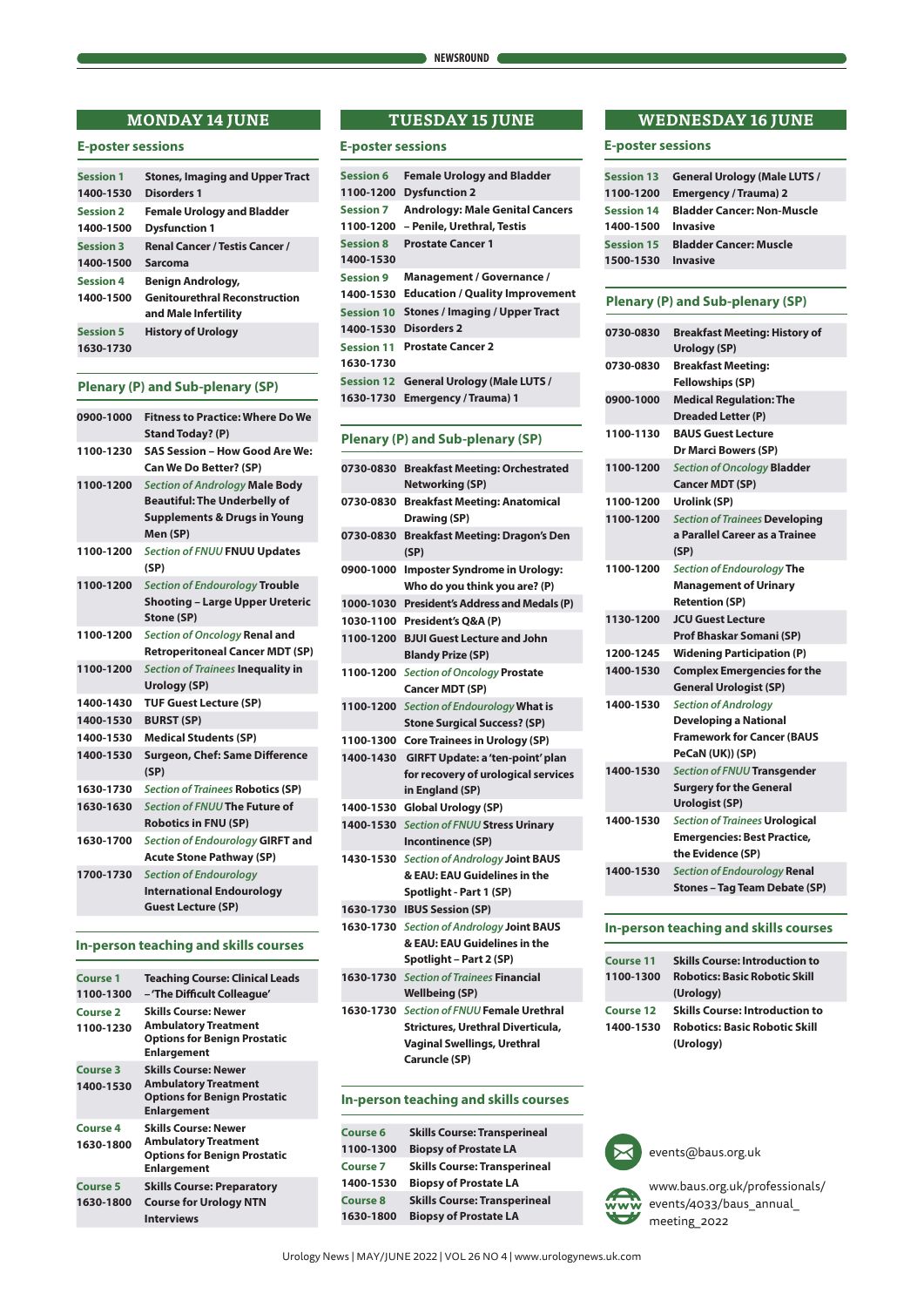## MONDAY 14 JUNE

### E-poster sessions

| | |
|---|---|
| Session 1 1400-1530 | Stones, Imaging and Upper Tract Disorders 1 |
| Session 2 1400-1500 | Female Urology and Bladder Dysfunction 1 |
| Session 3 1400-1500 | Renal Cancer / Testis Cancer / Sarcoma |
| Session 4 1400-1500 | Benign Andrology, Genitourethral Reconstruction and Male Infertility |
| Session 5 1630-1730 | History of Urology |

### Plenary (P) and Sub-plenary (SP)

| | |
|---|---|
| 0900-1000 | Fitness to Practice: Where Do We Stand Today? (P) |
| 1100-1230 | SAS Session – How Good Are We: Can We Do Better? (SP) |
| 1100-1200 | *Section of Andrology* Male Body Beautiful: The Underbelly of Supplements & Drugs in Young Men (SP) |
| 1100-1200 | *Section of FNUU* FNUU Updates (SP) |
| 1100-1200 | *Section of Endourology* Trouble Shooting – Large Upper Ureteric Stone (SP) |
| 1100-1200 | *Section of Oncology* Renal and Retroperitoneal Cancer MDT (SP) |
| 1100-1200 | *Section of Trainees* Inequality in Urology (SP) |
| 1400-1430 | TUF Guest Lecture (SP) |
| 1400-1530 | BURST (SP) |
| 1400-1530 | Medical Students (SP) |
| 1400-1530 | Surgeon, Chef: Same Difference (SP) |
| 1630-1730 | *Section of Trainees* Robotics (SP) |
| 1630-1630 | *Section of FNUU* The Future of Robotics in FNU (SP) |
| 1630-1700 | *Section of Endourology* GIRFT and Acute Stone Pathway (SP) |
| 1700-1730 | *Section of Endourology* International Endourology Guest Lecture (SP) |

### In-person teaching and skills courses

| | |
|---|---|
| Course 1 1100-1300 | Teaching Course: Clinical Leads – 'The Difficult Colleague' |
| Course 2 1100-1230 | Skills Course: Newer Ambulatory Treatment Options for Benign Prostatic Enlargement |
| Course 3 1400-1530 | Skills Course: Newer Ambulatory Treatment Options for Benign Prostatic Enlargement |
| Course 4 1630-1800 | Skills Course: Newer Ambulatory Treatment Options for Benign Prostatic Enlargement |
| Course 5 1630-1800 | Skills Course: Preparatory Course for Urology NTN Interviews |

## TUESDAY 15 JUNE

### E-poster sessions

| | |
|---|---|
| Session 6 1100-1200 | Female Urology and Bladder Dysfunction 2 |
| Session 7 1100-1200 | Andrology: Male Genital Cancers – Penile, Urethral, Testis |
| Session 8 1400-1530 | Prostate Cancer 1 |
| Session 9 1400-1530 | Management / Governance / Education / Quality Improvement |
| Session 10 1400-1530 | Stones / Imaging / Upper Tract Disorders 2 |
| Session 11 1630-1730 | Prostate Cancer 2 |
| Session 12 1630-1730 | General Urology (Male LUTS / Emergency / Trauma) 1 |

### Plenary (P) and Sub-plenary (SP)

| | |
|---|---|
| 0730-0830 | Breakfast Meeting: Orchestrated Networking (SP) |
| 0730-0830 | Breakfast Meeting: Anatomical Drawing (SP) |
| 0730-0830 | Breakfast Meeting: Dragon's Den (SP) |
| 0900-1000 | Imposter Syndrome in Urology: Who do you think you are? (P) |
| 1000-1030 | President's Address and Medals (P) |
| 1030-1100 | President's Q&A (P) |
| 1100-1200 | BJUI Guest Lecture and John Blandy Prize (SP) |
| 1100-1200 | *Section of Oncology* Prostate Cancer MDT (SP) |
| 1100-1200 | *Section of Endourology* What is Stone Surgical Success? (SP) |
| 1100-1300 | Core Trainees in Urology (SP) |
| 1400-1430 | GIRFT Update: a 'ten-point' plan for recovery of urological services in England (SP) |
| 1400-1530 | Global Urology (SP) |
| 1400-1530 | *Section of FNUU* Stress Urinary Incontinence (SP) |
| 1430-1530 | *Section of Andrology* Joint BAUS & EAU: EAU Guidelines in the Spotlight - Part 1 (SP) |
| 1630-1730 | IBUS Session (SP) |
| 1630-1730 | *Section of Andrology* Joint BAUS & EAU: EAU Guidelines in the Spotlight – Part 2 (SP) |
| 1630-1730 | *Section of Trainees* Financial Wellbeing (SP) |
| 1630-1730 | *Section of FNUU* Female Urethral Strictures, Urethral Diverticula, Vaginal Swellings, Urethral Caruncle (SP) |

### In-person teaching and skills courses

| | |
|---|---|
| Course 6 1100-1300 | Skills Course: Transperineal Biopsy of Prostate LA |
| Course 7 1400-1530 | Skills Course: Transperineal Biopsy of Prostate LA |
| Course 8 1630-1800 | Skills Course: Transperineal Biopsy of Prostate LA |

## WEDNESDAY 16 JUNE

### E-poster sessions

| | |
|---|---|
| Session 13 1100-1200 | General Urology (Male LUTS / Emergency / Trauma) 2 |
| Session 14 1400-1500 | Bladder Cancer: Non-Muscle Invasive |
| Session 15 1500-1530 | Bladder Cancer: Muscle Invasive |

### Plenary (P) and Sub-plenary (SP)

| | |
|---|---|
| 0730-0830 | Breakfast Meeting: History of Urology (SP) |
| 0730-0830 | Breakfast Meeting: Fellowships (SP) |
| 0900-1000 | Medical Regulation: The Dreaded Letter (P) |
| 1100-1130 | BAUS Guest Lecture Dr Marci Bowers (SP) |
| 1100-1200 | *Section of Oncology* Bladder Cancer MDT (SP) |
| 1100-1200 | Urolink (SP) |
| 1100-1200 | *Section of Trainees* Developing a Parallel Career as a Trainee (SP) |
| 1100-1200 | *Section of Endourology* The Management of Urinary Retention (SP) |
| 1130-1200 | JCU Guest Lecture Prof Bhaskar Somani (SP) |
| 1200-1245 | Widening Participation (P) |
| 1400-1530 | Complex Emergencies for the General Urologist (SP) |
| 1400-1530 | *Section of Andrology* Developing a National Framework for Cancer (BAUS PeCaN (UK)) (SP) |
| 1400-1530 | *Section of FNUU* Transgender Surgery for the General Urologist (SP) |
| 1400-1530 | *Section of Trainees* Urological Emergencies: Best Practice, the Evidence (SP) |
| 1400-1530 | *Section of Endourology* Renal Stones – Tag Team Debate (SP) |

### In-person teaching and skills courses

| | |
|---|---|
| Course 11 1100-1300 | Skills Course: Introduction to Robotics: Basic Robotic Skill (Urology) |
| Course 12 1400-1530 | Skills Course: Introduction to Robotics: Basic Robotic Skill (Urology) |

events@baus.org.uk

www.baus.org.uk/professionals/events/4033/baus_annual_meeting_2022